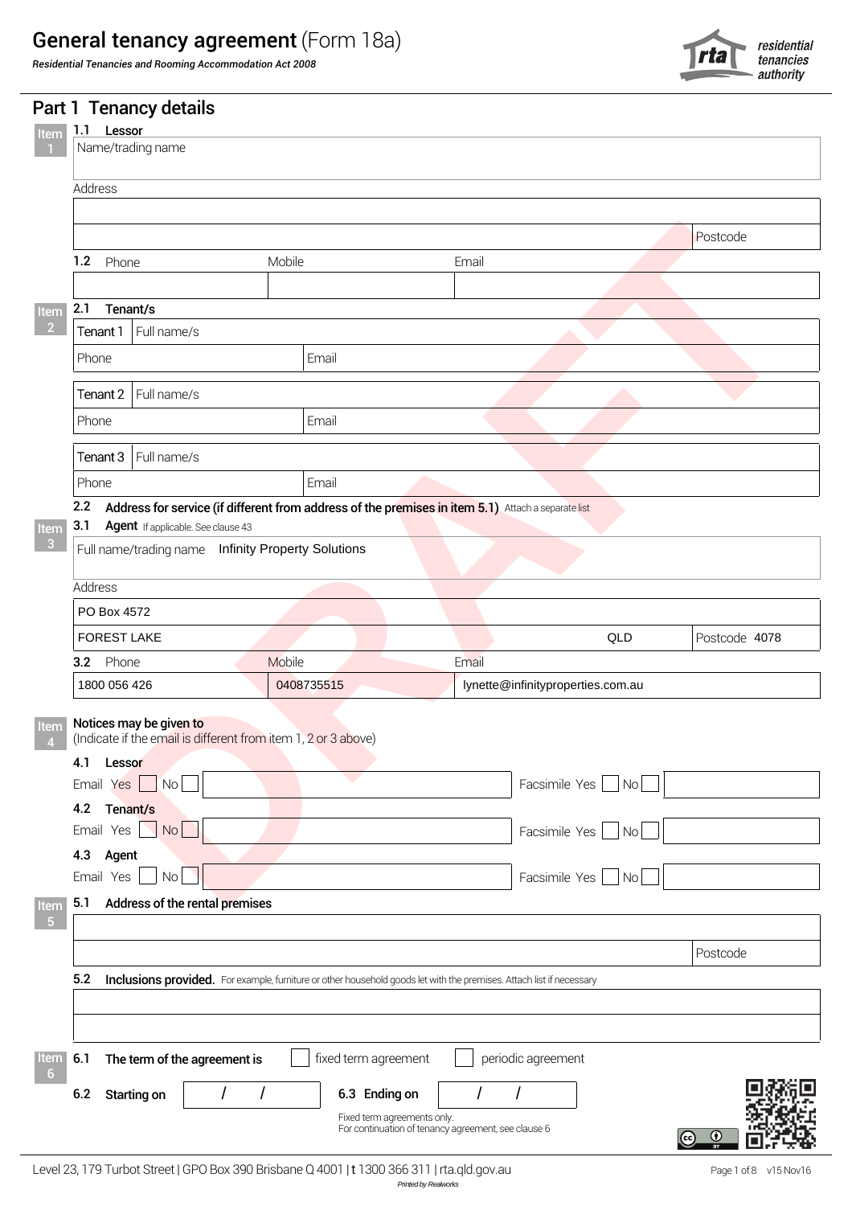# General tenancy agreement (Form 18a)

***Residential Tenancies and Rooming Accommodation Act 2008***

residential tenancies authority

DRAFT

## Part 1 Tenancy details

**Item 1**

**1.1 Lessor**

Name/trading name

Address

Postcode

**1.2** Phone | Mobile | Email

**Item 2**

**2.1 Tenant/s**

| Tenant 1 | Full name/s |
|---|---|
| Phone | Email |

| Tenant 2 | Full name/s |
|---|---|
| Phone | Email |

| Tenant 3 | Full name/s |
|---|---|
| Phone | Email |

**2.2 Address for service (if different from address of the premises in item 5.1)** Attach a separate list

**Item 3**

**3.1 Agent** If applicable. See clause 43

Full name/trading name: Infinity Property Solutions

Address

PO Box 4572

FOREST LAKE QLD Postcode 4078

| 3.2 Phone | Mobile | Email |
|---|---|---|
| 1800 056 426 | 0408735515 | lynette@infinityproperties.com.au |

**Item 4**

**Notices may be given to**

(Indicate if the email is different from item 1, 2 or 3 above)

**4.1 Lessor**

Email Yes ☐ No ☐ Facsimile Yes ☐ No ☐

**4.2 Tenant/s**

Email Yes ☐ No ☐ Facsimile Yes ☐ No ☐

**4.3 Agent**

Email Yes ☐ No ☐ Facsimile Yes ☐ No ☐

**Item 5**

**5.1 Address of the rental premises**

Postcode

**5.2 Inclusions provided.** For example, furniture or other household goods let with the premises. Attach list if necessary

**Item 6**

**6.1 The term of the agreement is** ☐ fixed term agreement ☐ periodic agreement

**6.2 Starting on** / / **6.3 Ending on** / /

Fixed term agreements only.
For continuation of tenancy agreement, see clause 6

Level 23, 179 Turbot Street | GPO Box 390 Brisbane Q 4001 | t 1300 366 311 | rta.qld.gov.au

*Printed by Realworks*

v15 Nov16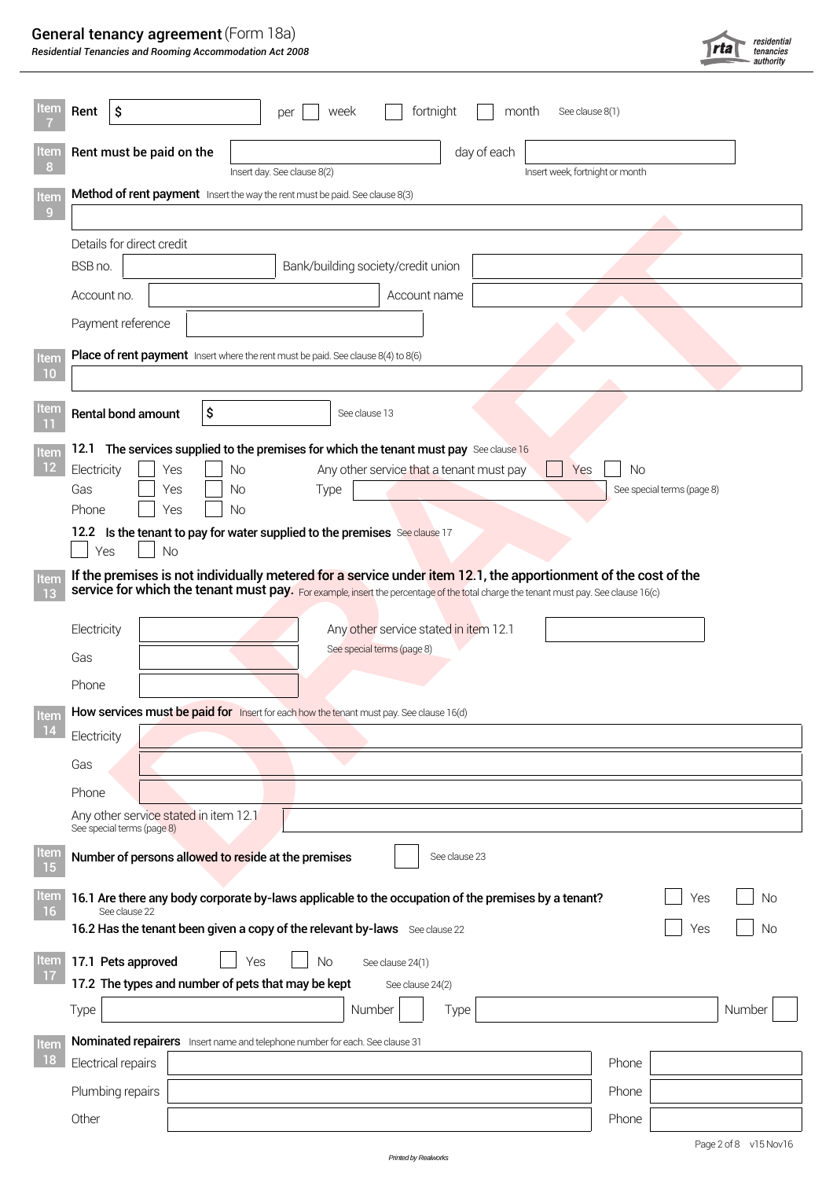# General tenancy agreement (Form 18a)

*Residential Tenancies and Rooming Accommodation Act 2008*

**Item 7** **Rent** $ ______ per ☐ week ☐ fortnight ☐ month See clause 8(1)

**Item 8** **Rent must be paid on the** ______ day of each ______

Insert day. See clause 8(2) — Insert week, fortnight or month

**Item 9** **Method of rent payment** Insert the way the rent must be paid. See clause 8(3)

______

Details for direct credit

BSB no. ______ Bank/building society/credit union ______

Account no. ______ Account name ______

Payment reference ______

**Item 10** **Place of rent payment** Insert where the rent must be paid. See clause 8(4) to 8(6)

______

**Item 11** **Rental bond amount** $ ______ See clause 13

**Item 12** **12.1 The services supplied to the premises for which the tenant must pay** See clause 16

| | | | | | |
|---|---|---|---|---|---|
| Electricity | ☐ Yes | ☐ No | Any other service that a tenant must pay | ☐ Yes | ☐ No |
| Gas | ☐ Yes | ☐ No | Type ______ | See special terms (page 8) | |
| Phone | ☐ Yes | ☐ No | | | |

**12.2 Is the tenant to pay for water supplied to the premises** See clause 17

☐ Yes ☐ No

**Item 13** **If the premises is not individually metered for a service under item 12.1, the apportionment of the cost of the service for which the tenant must pay.** For example, insert the percentage of the total charge the tenant must pay. See clause 16(c)

Electricity ______ Any other service stated in item 12.1 ______

See special terms (page 8)

Gas ______

Phone ______

**Item 14** **How services must be paid for** Insert for each how the tenant must pay. See clause 16(d)

Electricity ______

Gas ______

Phone ______

Any other service stated in item 12.1 ______

See special terms (page 8)

**Item 15** **Number of persons allowed to reside at the premises** ______ See clause 23

**Item 16** **16.1 Are there any body corporate by-laws applicable to the occupation of the premises by a tenant?** ☐ Yes ☐ No

See clause 22

**16.2 Has the tenant been given a copy of the relevant by-laws** See clause 22 ☐ Yes ☐ No

**Item 17** **17.1 Pets approved** ☐ Yes ☐ No See clause 24(1)

**17.2 The types and number of pets that may be kept** See clause 24(2)

Type ______ Number ______ Type ______ Number ______

**Item 18** **Nominated repairers** Insert name and telephone number for each. See clause 31

| | | | |
|---|---|---|---|
| Electrical repairs | | Phone | |
| Plumbing repairs | | Phone | |
| Other | | Phone | |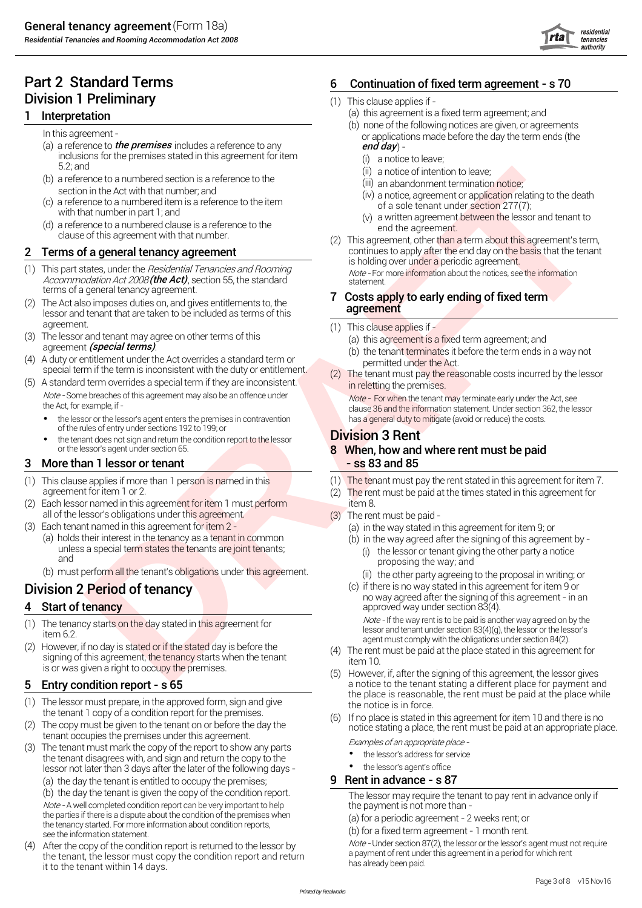# Part 2 Standard Terms

## Division 1 Preliminary

### 1 Interpretation

In this agreement -

(a) a reference to ***the premises*** includes a reference to any inclusions for the premises stated in this agreement for item 5.2; and

(b) a reference to a numbered section is a reference to the section in the Act with that number; and

(c) a reference to a numbered item is a reference to the item with that number in part 1; and

(d) a reference to a numbered clause is a reference to the clause of this agreement with that number.

### 2 Terms of a general tenancy agreement

(1) This part states, under the *Residential Tenancies and Rooming Accommodation Act 2008* ***(the Act)***, section 55, the standard terms of a general tenancy agreement.

(2) The Act also imposes duties on, and gives entitlements to, the lessor and tenant that are taken to be included as terms of this agreement.

(3) The lessor and tenant may agree on other terms of this agreement ***(special terms)***.

(4) A duty or entitlement under the Act overrides a standard term or special term if the term is inconsistent with the duty or entitlement.

(5) A standard term overrides a special term if they are inconsistent.

*Note* - Some breaches of this agreement may also be an offence under the Act, for example, if -

- the lessor or the lessor's agent enters the premises in contravention of the rules of entry under sections 192 to 199; or
- the tenant does not sign and return the condition report to the lessor or the lessor's agent under section 65.

### 3 More than 1 lessor or tenant

(1) This clause applies if more than 1 person is named in this agreement for item 1 or 2.

(2) Each lessor named in this agreement for item 1 must perform all of the lessor's obligations under this agreement.

(3) Each tenant named in this agreement for item 2 -

(a) holds their interest in the tenancy as a tenant in common unless a special term states the tenants are joint tenants; and

(b) must perform all the tenant's obligations under this agreement.

## Division 2 Period of tenancy

### 4 Start of tenancy

(1) The tenancy starts on the day stated in this agreement for item 6.2.

(2) However, if no day is stated or if the stated day is before the signing of this agreement, the tenancy starts when the tenant is or was given a right to occupy the premises.

### 5 Entry condition report - s 65

(1) The lessor must prepare, in the approved form, sign and give the tenant 1 copy of a condition report for the premises.

(2) The copy must be given to the tenant on or before the day the tenant occupies the premises under this agreement.

(3) The tenant must mark the copy of the report to show any parts the tenant disagrees with, and sign and return the copy to the lessor not later than 3 days after the later of the following days -

(a) the day the tenant is entitled to occupy the premises;

(b) the day the tenant is given the copy of the condition report.

*Note* - A well completed condition report can be very important to help the parties if there is a dispute about the condition of the premises when the tenancy started. For more information about condition reports, see the information statement.

(4) After the copy of the condition report is returned to the lessor by the tenant, the lessor must copy the condition report and return it to the tenant within 14 days.

### 6 Continuation of fixed term agreement - s 70

(1) This clause applies if -

(a) this agreement is a fixed term agreement; and

(b) none of the following notices are given, or agreements or applications made before the day the term ends (the ***end day***) -

(i) a notice to leave;

(ii) a notice of intention to leave;

(iii) an abandonment termination notice;

(iv) a notice, agreement or application relating to the death of a sole tenant under section 277(7);

(v) a written agreement between the lessor and tenant to end the agreement.

(2) This agreement, other than a term about this agreement's term, continues to apply after the end day on the basis that the tenant is holding over under a periodic agreement.

*Note* - For more information about the notices, see the information statement.

### 7 Costs apply to early ending of fixed term agreement

(1) This clause applies if -

(a) this agreement is a fixed term agreement; and

(b) the tenant terminates it before the term ends in a way not permitted under the Act.

(2) The tenant must pay the reasonable costs incurred by the lessor in reletting the premises.

*Note* - For when the tenant may terminate early under the Act, see clause 36 and the information statement. Under section 362, the lessor has a general duty to mitigate (avoid or reduce) the costs.

## Division 3 Rent

### 8 When, how and where rent must be paid - ss 83 and 85

(1) The tenant must pay the rent stated in this agreement for item 7.

(2) The rent must be paid at the times stated in this agreement for item 8.

(3) The rent must be paid -

(a) in the way stated in this agreement for item 9; or

(b) in the way agreed after the signing of this agreement by -

(i) the lessor or tenant giving the other party a notice proposing the way; and

(ii) the other party agreeing to the proposal in writing; or

(c) if there is no way stated in this agreement for item 9 or no way agreed after the signing of this agreement - in an approved way under section 83(4).

*Note* - If the way rent is to be paid is another way agreed on by the lessor and tenant under section 83(4)(g), the lessor or the lessor's agent must comply with the obligations under section 84(2).

(4) The rent must be paid at the place stated in this agreement for item 10.

(5) However, if, after the signing of this agreement, the lessor gives a notice to the tenant stating a different place for payment and the place is reasonable, the rent must be paid at the place while the notice is in force.

(6) If no place is stated in this agreement for item 10 and there is no notice stating a place, the rent must be paid at an appropriate place.

*Examples of an appropriate place -*

- the lessor's address for service
- the lessor's agent's office

### 9 Rent in advance - s 87

The lessor may require the tenant to pay rent in advance only if the payment is not more than -

(a) for a periodic agreement - 2 weeks rent; or

(b) for a fixed term agreement - 1 month rent.

*Note* - Under section 87(2), the lessor or the lessor's agent must not require a payment of rent under this agreement in a period for which rent has already been paid.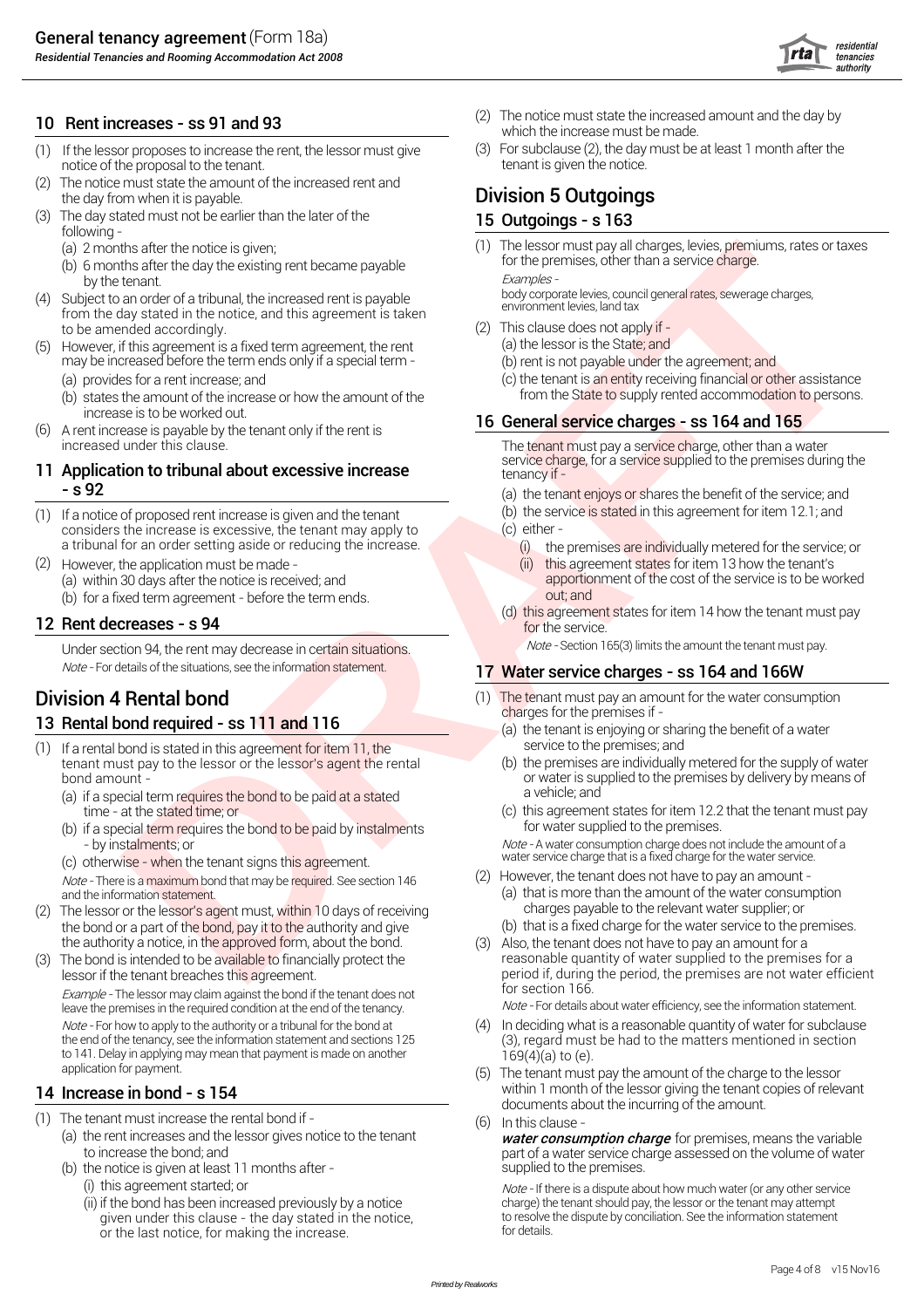## 10 Rent increases - ss 91 and 93

(1) If the lessor proposes to increase the rent, the lessor must give notice of the proposal to the tenant.

(2) The notice must state the amount of the increased rent and the day from when it is payable.

(3) The day stated must not be earlier than the later of the following -

(a) 2 months after the notice is given;

(b) 6 months after the day the existing rent became payable by the tenant.

(4) Subject to an order of a tribunal, the increased rent is payable from the day stated in the notice, and this agreement is taken to be amended accordingly.

(5) However, if this agreement is a fixed term agreement, the rent may be increased before the term ends only if a special term -

(a) provides for a rent increase; and

(b) states the amount of the increase or how the amount of the increase is to be worked out.

(6) A rent increase is payable by the tenant only if the rent is increased under this clause.

## 11 Application to tribunal about excessive increase - s 92

(1) If a notice of proposed rent increase is given and the tenant considers the increase is excessive, the tenant may apply to a tribunal for an order setting aside or reducing the increase.

(2) However, the application must be made -

(a) within 30 days after the notice is received; and

(b) for a fixed term agreement - before the term ends.

## 12 Rent decreases - s 94

Under section 94, the rent may decrease in certain situations.

*Note* - For details of the situations, see the information statement.

# Division 4 Rental bond

## 13 Rental bond required - ss 111 and 116

(1) If a rental bond is stated in this agreement for item 11, the tenant must pay to the lessor or the lessor's agent the rental bond amount -

(a) if a special term requires the bond to be paid at a stated time - at the stated time; or

(b) if a special term requires the bond to be paid by instalments - by instalments; or

(c) otherwise - when the tenant signs this agreement.

*Note* - There is a maximum bond that may be required. See section 146 and the information statement.

(2) The lessor or the lessor's agent must, within 10 days of receiving the bond or a part of the bond, pay it to the authority and give the authority a notice, in the approved form, about the bond.

(3) The bond is intended to be available to financially protect the lessor if the tenant breaches this agreement.

*Example* - The lessor may claim against the bond if the tenant does not leave the premises in the required condition at the end of the tenancy.

*Note* - For how to apply to the authority or a tribunal for the bond at the end of the tenancy, see the information statement and sections 125 to 141. Delay in applying may mean that payment is made on another application for payment.

## 14 Increase in bond - s 154

(1) The tenant must increase the rental bond if -

(a) the rent increases and the lessor gives notice to the tenant to increase the bond; and

(b) the notice is given at least 11 months after -

(i) this agreement started; or

(ii) if the bond has been increased previously by a notice given under this clause - the day stated in the notice, or the last notice, for making the increase.

(2) The notice must state the increased amount and the day by which the increase must be made.

(3) For subclause (2), the day must be at least 1 month after the tenant is given the notice.

# Division 5 Outgoings

## 15 Outgoings - s 163

(1) The lessor must pay all charges, levies, premiums, rates or taxes for the premises, other than a service charge.

*Examples* - body corporate levies, council general rates, sewerage charges, environment levies, land tax

(2) This clause does not apply if -

(a) the lessor is the State; and

(b) rent is not payable under the agreement; and

(c) the tenant is an entity receiving financial or other assistance from the State to supply rented accommodation to persons.

## 16 General service charges - ss 164 and 165

The tenant must pay a service charge, other than a water service charge, for a service supplied to the premises during the tenancy if -

(a) the tenant enjoys or shares the benefit of the service; and

(b) the service is stated in this agreement for item 12.1; and

(c) either -

(i) the premises are individually metered for the service; or

(ii) this agreement states for item 13 how the tenant's apportionment of the cost of the service is to be worked out; and

(d) this agreement states for item 14 how the tenant must pay for the service.

*Note* - Section 165(3) limits the amount the tenant must pay.

## 17 Water service charges - ss 164 and 166W

(1) The tenant must pay an amount for the water consumption charges for the premises if -

(a) the tenant is enjoying or sharing the benefit of a water service to the premises; and

(b) the premises are individually metered for the supply of water or water is supplied to the premises by delivery by means of a vehicle; and

(c) this agreement states for item 12.2 that the tenant must pay for water supplied to the premises.

*Note* - A water consumption charge does not include the amount of a water service charge that is a fixed charge for the water service.

(2) However, the tenant does not have to pay an amount -

(a) that is more than the amount of the water consumption charges payable to the relevant water supplier; or

(b) that is a fixed charge for the water service to the premises.

(3) Also, the tenant does not have to pay an amount for a reasonable quantity of water supplied to the premises for a period if, during the period, the premises are not water efficient for section 166.

*Note* - For details about water efficiency, see the information statement.

(4) In deciding what is a reasonable quantity of water for subclause (3), regard must be had to the matters mentioned in section 169(4)(a) to (e).

(5) The tenant must pay the amount of the charge to the lessor within 1 month of the lessor giving the tenant copies of relevant documents about the incurring of the amount.

(6) In this clause -

***water consumption charge*** for premises, means the variable part of a water service charge assessed on the volume of water supplied to the premises.

*Note* - If there is a dispute about how much water (or any other service charge) the tenant should pay, the lessor or the tenant may attempt to resolve the dispute by conciliation. See the information statement for details.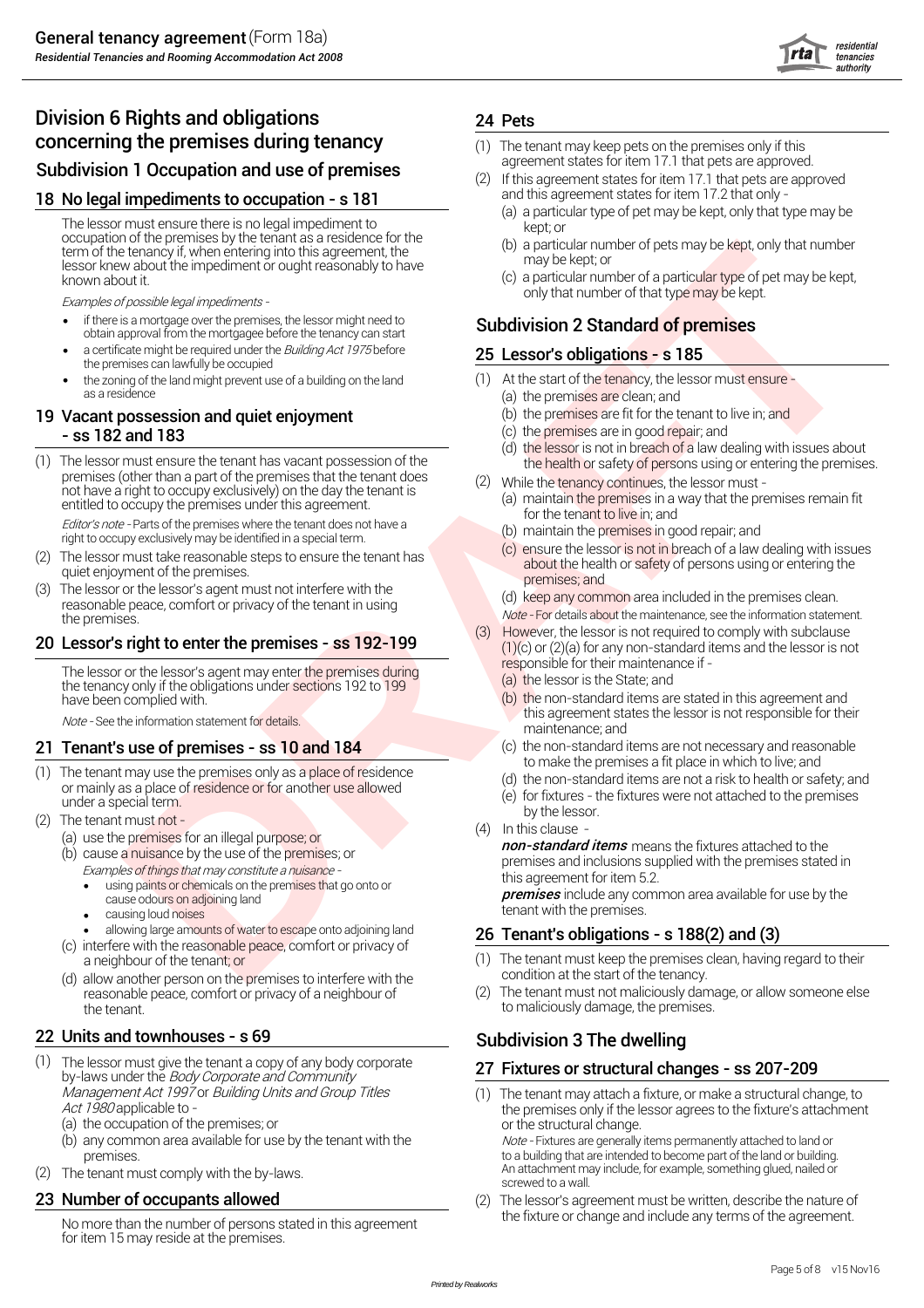# Division 6 Rights and obligations concerning the premises during tenancy

## Subdivision 1 Occupation and use of premises

### 18 No legal impediments to occupation - s 181

The lessor must ensure there is no legal impediment to occupation of the premises by the tenant as a residence for the term of the tenancy if, when entering into this agreement, the lessor knew about the impediment or ought reasonably to have known about it.

*Examples of possible legal impediments -*

- if there is a mortgage over the premises, the lessor might need to obtain approval from the mortgagee before the tenancy can start
- a certificate might be required under the *Building Act 1975* before the premises can lawfully be occupied
- the zoning of the land might prevent use of a building on the land as a residence

### 19 Vacant possession and quiet enjoyment - ss 182 and 183

(1) The lessor must ensure the tenant has vacant possession of the premises (other than a part of the premises that the tenant does not have a right to occupy exclusively) on the day the tenant is entitled to occupy the premises under this agreement.

*Editor's note* - Parts of the premises where the tenant does not have a right to occupy exclusively may be identified in a special term.

(2) The lessor must take reasonable steps to ensure the tenant has quiet enjoyment of the premises.

(3) The lessor or the lessor's agent must not interfere with the reasonable peace, comfort or privacy of the tenant in using the premises.

### 20 Lessor's right to enter the premises - ss 192-199

The lessor or the lessor's agent may enter the premises during the tenancy only if the obligations under sections 192 to 199 have been complied with.

*Note* - See the information statement for details.

### 21 Tenant's use of premises - ss 10 and 184

(1) The tenant may use the premises only as a place of residence or mainly as a place of residence or for another use allowed under a special term.

(2) The tenant must not -

(a) use the premises for an illegal purpose; or

(b) cause a nuisance by the use of the premises; or

*Examples of things that may constitute a nuisance -*

- using paints or chemicals on the premises that go onto or cause odours on adjoining land
- causing loud noises
- allowing large amounts of water to escape onto adjoining land

(c) interfere with the reasonable peace, comfort or privacy of a neighbour of the tenant; or

(d) allow another person on the premises to interfere with the reasonable peace, comfort or privacy of a neighbour of the tenant.

### 22 Units and townhouses - s 69

(1) The lessor must give the tenant a copy of any body corporate by-laws under the *Body Corporate and Community Management Act 1997* or *Building Units and Group Titles Act 1980* applicable to -

(a) the occupation of the premises; or

(b) any common area available for use by the tenant with the premises.

(2) The tenant must comply with the by-laws.

### 23 Number of occupants allowed

No more than the number of persons stated in this agreement for item 15 may reside at the premises.

### 24 Pets

(1) The tenant may keep pets on the premises only if this agreement states for item 17.1 that pets are approved.

(2) If this agreement states for item 17.1 that pets are approved and this agreement states for item 17.2 that only -

(a) a particular type of pet may be kept, only that type may be kept; or

(b) a particular number of pets may be kept, only that number may be kept; or

(c) a particular number of a particular type of pet may be kept, only that number of that type may be kept.

## Subdivision 2 Standard of premises

### 25 Lessor's obligations - s 185

(1) At the start of the tenancy, the lessor must ensure -

(a) the premises are clean; and

(b) the premises are fit for the tenant to live in; and

(c) the premises are in good repair; and

(d) the lessor is not in breach of a law dealing with issues about the health or safety of persons using or entering the premises.

(2) While the tenancy continues, the lessor must -

(a) maintain the premises in a way that the premises remain fit for the tenant to live in; and

(b) maintain the premises in good repair; and

(c) ensure the lessor is not in breach of a law dealing with issues about the health or safety of persons using or entering the premises; and

(d) keep any common area included in the premises clean.

*Note* - For details about the maintenance, see the information statement.

(3) However, the lessor is not required to comply with subclause (1)(c) or (2)(a) for any non-standard items and the lessor is not responsible for their maintenance if -

(a) the lessor is the State; and

(b) the non-standard items are stated in this agreement and this agreement states the lessor is not responsible for their maintenance; and

(c) the non-standard items are not necessary and reasonable to make the premises a fit place in which to live; and

(d) the non-standard items are not a risk to health or safety; and

(e) for fixtures - the fixtures were not attached to the premises by the lessor.

(4) In this clause -

***non-standard items*** means the fixtures attached to the premises and inclusions supplied with the premises stated in this agreement for item 5.2.

***premises*** include any common area available for use by the tenant with the premises.

### 26 Tenant's obligations - s 188(2) and (3)

(1) The tenant must keep the premises clean, having regard to their condition at the start of the tenancy.

(2) The tenant must not maliciously damage, or allow someone else to maliciously damage, the premises.

## Subdivision 3 The dwelling

### 27 Fixtures or structural changes - ss 207-209

(1) The tenant may attach a fixture, or make a structural change, to the premises only if the lessor agrees to the fixture's attachment or the structural change.

*Note* - Fixtures are generally items permanently attached to land or to a building that are intended to become part of the land or building. An attachment may include, for example, something glued, nailed or screwed to a wall.

(2) The lessor's agreement must be written, describe the nature of the fixture or change and include any terms of the agreement.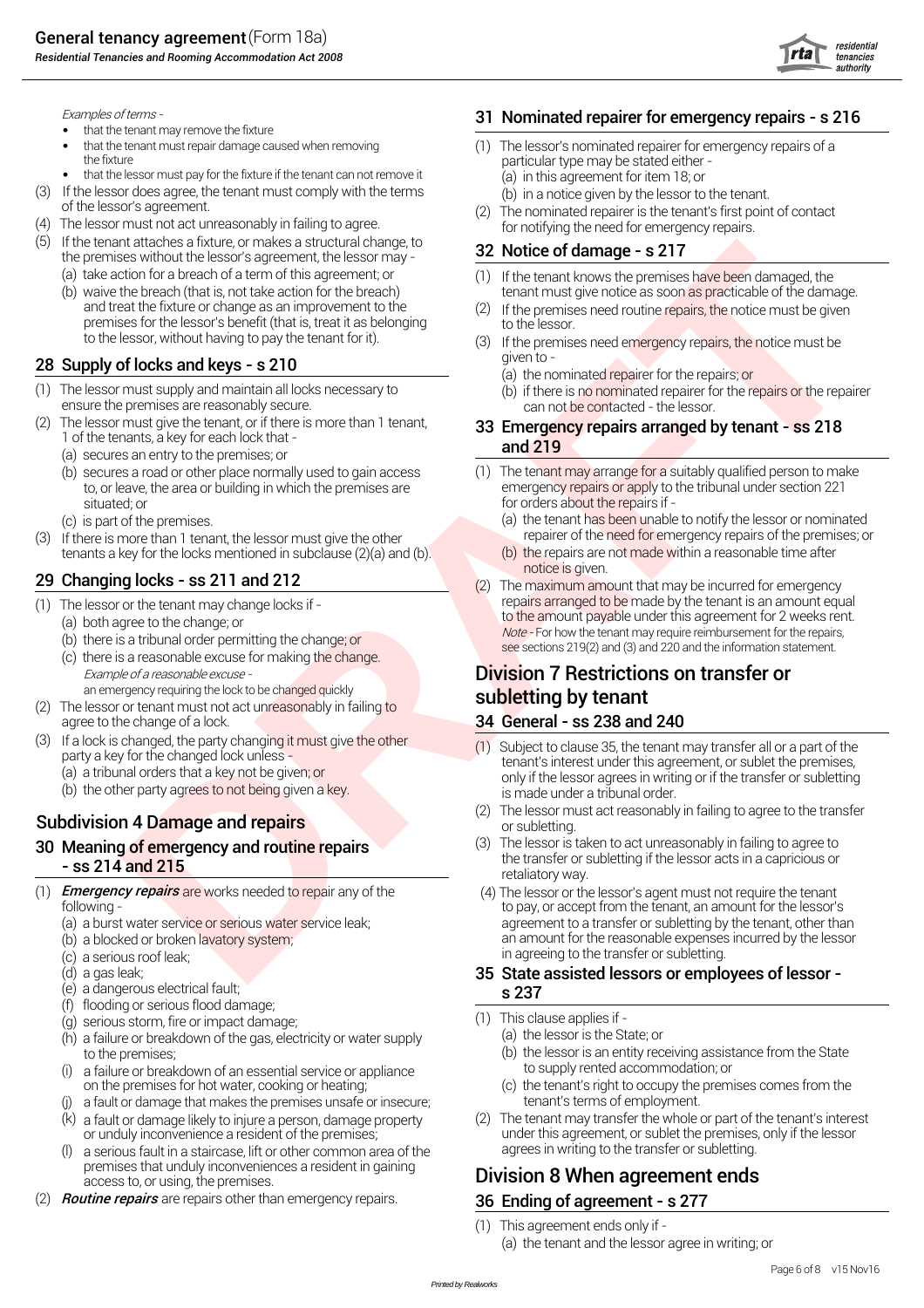*Examples of terms -*

- that the tenant may remove the fixture
- that the tenant must repair damage caused when removing the fixture
- that the lessor must pay for the fixture if the tenant can not remove it

(3) If the lessor does agree, the tenant must comply with the terms of the lessor's agreement.

(4) The lessor must not act unreasonably in failing to agree.

(5) If the tenant attaches a fixture, or makes a structural change, to the premises without the lessor's agreement, the lessor may -

(a) take action for a breach of a term of this agreement; or

(b) waive the breach (that is, not take action for the breach) and treat the fixture or change as an improvement to the premises for the lessor's benefit (that is, treat it as belonging to the lessor, without having to pay the tenant for it).

## 28 Supply of locks and keys - s 210

(1) The lessor must supply and maintain all locks necessary to ensure the premises are reasonably secure.

(2) The lessor must give the tenant, or if there is more than 1 tenant, 1 of the tenants, a key for each lock that -

(a) secures an entry to the premises; or

(b) secures a road or other place normally used to gain access to, or leave, the area or building in which the premises are situated; or

(c) is part of the premises.

(3) If there is more than 1 tenant, the lessor must give the other tenants a key for the locks mentioned in subclause (2)(a) and (b).

## 29 Changing locks - ss 211 and 212

(1) The lessor or the tenant may change locks if -

(a) both agree to the change; or

(b) there is a tribunal order permitting the change; or

(c) there is a reasonable excuse for making the change.

*Example of a reasonable excuse -*
an emergency requiring the lock to be changed quickly

(2) The lessor or tenant must not act unreasonably in failing to agree to the change of a lock.

(3) If a lock is changed, the party changing it must give the other party a key for the changed lock unless -

(a) a tribunal orders that a key not be given; or

(b) the other party agrees to not being given a key.

# Subdivision 4 Damage and repairs

## 30 Meaning of emergency and routine repairs - ss 214 and 215

(1) ***Emergency repairs*** are works needed to repair any of the following -

(a) a burst water service or serious water service leak;

(b) a blocked or broken lavatory system;

(c) a serious roof leak;

(d) a gas leak;

(e) a dangerous electrical fault;

(f) flooding or serious flood damage;

(g) serious storm, fire or impact damage;

(h) a failure or breakdown of the gas, electricity or water supply to the premises;

(i) a failure or breakdown of an essential service or appliance on the premises for hot water, cooking or heating;

(j) a fault or damage that makes the premises unsafe or insecure;

(k) a fault or damage likely to injure a person, damage property or unduly inconvenience a resident of the premises;

(l) a serious fault in a staircase, lift or other common area of the premises that unduly inconveniences a resident in gaining access to, or using, the premises.

(2) ***Routine repairs*** are repairs other than emergency repairs.

## 31 Nominated repairer for emergency repairs - s 216

(1) The lessor's nominated repairer for emergency repairs of a particular type may be stated either -

(a) in this agreement for item 18; or

(b) in a notice given by the lessor to the tenant.

(2) The nominated repairer is the tenant's first point of contact for notifying the need for emergency repairs.

## 32 Notice of damage - s 217

(1) If the tenant knows the premises have been damaged, the tenant must give notice as soon as practicable of the damage.

(2) If the premises need routine repairs, the notice must be given to the lessor.

(3) If the premises need emergency repairs, the notice must be given to -

(a) the nominated repairer for the repairs; or

(b) if there is no nominated repairer for the repairs or the repairer can not be contacted - the lessor.

## 33 Emergency repairs arranged by tenant - ss 218 and 219

(1) The tenant may arrange for a suitably qualified person to make emergency repairs or apply to the tribunal under section 221 for orders about the repairs if -

(a) the tenant has been unable to notify the lessor or nominated repairer of the need for emergency repairs of the premises; or

(b) the repairs are not made within a reasonable time after notice is given.

(2) The maximum amount that may be incurred for emergency repairs arranged to be made by the tenant is an amount equal to the amount payable under this agreement for 2 weeks rent.

*Note* - For how the tenant may require reimbursement for the repairs, see sections 219(2) and (3) and 220 and the information statement.

# Division 7 Restrictions on transfer or subletting by tenant

## 34 General - ss 238 and 240

(1) Subject to clause 35, the tenant may transfer all or a part of the tenant's interest under this agreement, or sublet the premises, only if the lessor agrees in writing or if the transfer or subletting is made under a tribunal order.

(2) The lessor must act reasonably in failing to agree to the transfer or subletting.

(3) The lessor is taken to act unreasonably in failing to agree to the transfer or subletting if the lessor acts in a capricious or retaliatory way.

(4) The lessor or the lessor's agent must not require the tenant to pay, or accept from the tenant, an amount for the lessor's agreement to a transfer or subletting by the tenant, other than an amount for the reasonable expenses incurred by the lessor in agreeing to the transfer or subletting.

## 35 State assisted lessors or employees of lessor - s 237

(1) This clause applies if -

(a) the lessor is the State; or

(b) the lessor is an entity receiving assistance from the State to supply rented accommodation; or

(c) the tenant's right to occupy the premises comes from the tenant's terms of employment.

(2) The tenant may transfer the whole or part of the tenant's interest under this agreement, or sublet the premises, only if the lessor agrees in writing to the transfer or subletting.

# Division 8 When agreement ends

## 36 Ending of agreement - s 277

(1) This agreement ends only if -

(a) the tenant and the lessor agree in writing; or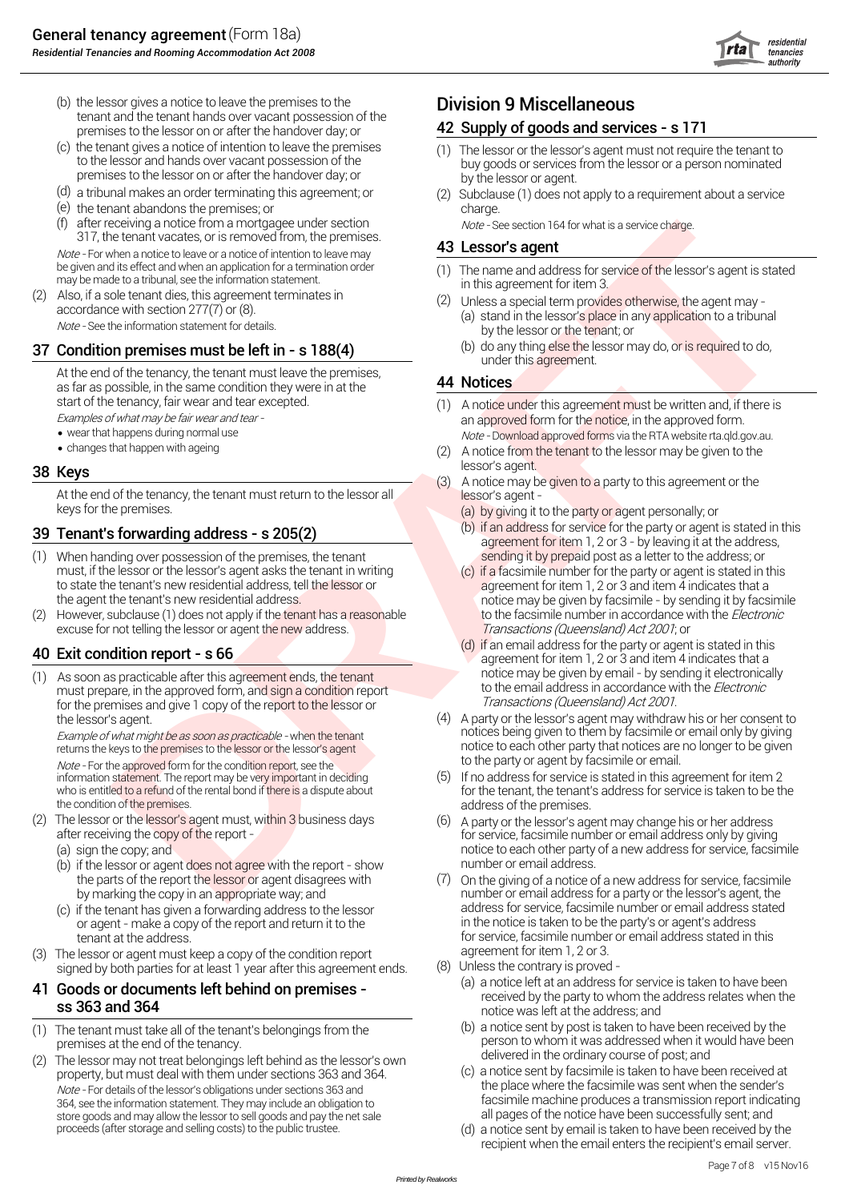(b) the lessor gives a notice to leave the premises to the tenant and the tenant hands over vacant possession of the premises to the lessor on or after the handover day; or

(c) the tenant gives a notice of intention to leave the premises to the lessor and hands over vacant possession of the premises to the lessor on or after the handover day; or

(d) a tribunal makes an order terminating this agreement; or

(e) the tenant abandons the premises; or

(f) after receiving a notice from a mortgagee under section 317, the tenant vacates, or is removed from, the premises.

*Note* - For when a notice to leave or a notice of intention to leave may be given and its effect and when an application for a termination order may be made to a tribunal, see the information statement.

(2) Also, if a sole tenant dies, this agreement terminates in accordance with section 277(7) or (8).

*Note* - See the information statement for details.

## 37 Condition premises must be left in - s 188(4)

At the end of the tenancy, the tenant must leave the premises, as far as possible, in the same condition they were in at the start of the tenancy, fair wear and tear excepted.

*Examples of what may be fair wear and tear -*

- wear that happens during normal use
- changes that happen with ageing

## 38 Keys

At the end of the tenancy, the tenant must return to the lessor all keys for the premises.

## 39 Tenant's forwarding address - s 205(2)

(1) When handing over possession of the premises, the tenant must, if the lessor or the lessor's agent asks the tenant in writing to state the tenant's new residential address, tell the lessor or the agent the tenant's new residential address.

(2) However, subclause (1) does not apply if the tenant has a reasonable excuse for not telling the lessor or agent the new address.

## 40 Exit condition report - s 66

(1) As soon as practicable after this agreement ends, the tenant must prepare, in the approved form, and sign a condition report for the premises and give 1 copy of the report to the lessor or the lessor's agent.

*Example of what might be as soon as practicable* - when the tenant returns the keys to the premises to the lessor or the lessor's agent

*Note* - For the approved form for the condition report, see the information statement. The report may be very important in deciding who is entitled to a refund of the rental bond if there is a dispute about the condition of the premises.

(2) The lessor or the lessor's agent must, within 3 business days after receiving the copy of the report -

(a) sign the copy; and

(b) if the lessor or agent does not agree with the report - show the parts of the report the lessor or agent disagrees with by marking the copy in an appropriate way; and

(c) if the tenant has given a forwarding address to the lessor or agent - make a copy of the report and return it to the tenant at the address.

(3) The lessor or agent must keep a copy of the condition report signed by both parties for at least 1 year after this agreement ends.

## 41 Goods or documents left behind on premises - ss 363 and 364

(1) The tenant must take all of the tenant's belongings from the premises at the end of the tenancy.

(2) The lessor may not treat belongings left behind as the lessor's own property, but must deal with them under sections 363 and 364.

*Note* - For details of the lessor's obligations under sections 363 and 364, see the information statement. They may include an obligation to store goods and may allow the lessor to sell goods and pay the net sale proceeds (after storage and selling costs) to the public trustee.

# Division 9 Miscellaneous

## 42 Supply of goods and services - s 171

(1) The lessor or the lessor's agent must not require the tenant to buy goods or services from the lessor or a person nominated by the lessor or agent.

(2) Subclause (1) does not apply to a requirement about a service charge.

*Note* - See section 164 for what is a service charge.

## 43 Lessor's agent

(1) The name and address for service of the lessor's agent is stated in this agreement for item 3.

(2) Unless a special term provides otherwise, the agent may -

(a) stand in the lessor's place in any application to a tribunal by the lessor or the tenant; or

(b) do any thing else the lessor may do, or is required to do, under this agreement.

## 44 Notices

(1) A notice under this agreement must be written and, if there is an approved form for the notice, in the approved form.

*Note* - Download approved forms via the RTA website rta.qld.gov.au.

(2) A notice from the tenant to the lessor may be given to the lessor's agent.

(3) A notice may be given to a party to this agreement or the lessor's agent -

(a) by giving it to the party or agent personally; or

(b) if an address for service for the party or agent is stated in this agreement for item 1, 2 or 3 - by leaving it at the address, sending it by prepaid post as a letter to the address; or

(c) if a facsimile number for the party or agent is stated in this agreement for item 1, 2 or 3 and item 4 indicates that a notice may be given by facsimile - by sending it by facsimile to the facsimile number in accordance with the *Electronic Transactions (Queensland) Act 2001*; or

(d) if an email address for the party or agent is stated in this agreement for item 1, 2 or 3 and item 4 indicates that a notice may be given by email - by sending it electronically to the email address in accordance with the *Electronic Transactions (Queensland) Act 2001*.

(4) A party or the lessor's agent may withdraw his or her consent to notices being given to them by facsimile or email only by giving notice to each other party that notices are no longer to be given to the party or agent by facsimile or email.

(5) If no address for service is stated in this agreement for item 2 for the tenant, the tenant's address for service is taken to be the address of the premises.

(6) A party or the lessor's agent may change his or her address for service, facsimile number or email address only by giving notice to each other party of a new address for service, facsimile number or email address.

(7) On the giving of a notice of a new address for service, facsimile number or email address for a party or the lessor's agent, the address for service, facsimile number or email address stated in the notice is taken to be the party's or agent's address for service, facsimile number or email address stated in this agreement for item 1, 2 or 3.

(8) Unless the contrary is proved -

(a) a notice left at an address for service is taken to have been received by the party to whom the address relates when the notice was left at the address; and

(b) a notice sent by post is taken to have been received by the person to whom it was addressed when it would have been delivered in the ordinary course of post; and

(c) a notice sent by facsimile is taken to have been received at the place where the facsimile was sent when the sender's facsimile machine produces a transmission report indicating all pages of the notice have been successfully sent; and

(d) a notice sent by email is taken to have been received by the recipient when the email enters the recipient's email server.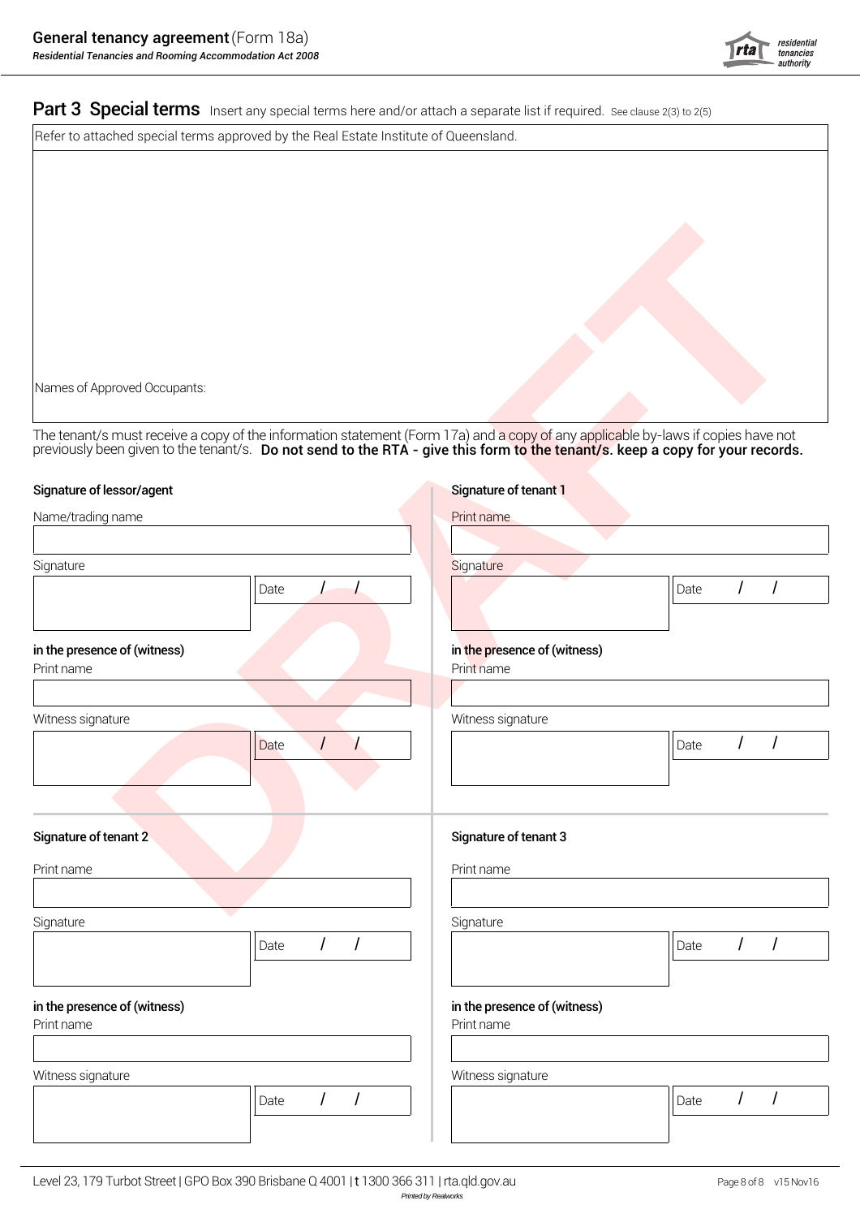# Part 3 Special terms

Insert any special terms here and/or attach a separate list if required. See clause 2(3) to 2(5)

Refer to attached special terms approved by the Real Estate Institute of Queensland.

Names of Approved Occupants:

The tenant/s must receive a copy of the information statement (Form 17a) and a copy of any applicable by-laws if copies have not previously been given to the tenant/s. **Do not send to the RTA - give this form to the tenant/s. keep a copy for your records.**

DRAFT

**Signature of lessor/agent**

Name/trading name

Signature

Date / /

**in the presence of (witness)**

Print name

Witness signature

Date / /

**Signature of tenant 1**

Print name

Signature

Date / /

**in the presence of (witness)**

Print name

Witness signature

Date / /

**Signature of tenant 2**

Print name

Signature

Date / /

**in the presence of (witness)**

Print name

Witness signature

Date / /

**Signature of tenant 3**

Print name

Signature

Date / /

**in the presence of (witness)**

Print name

Witness signature

Date / /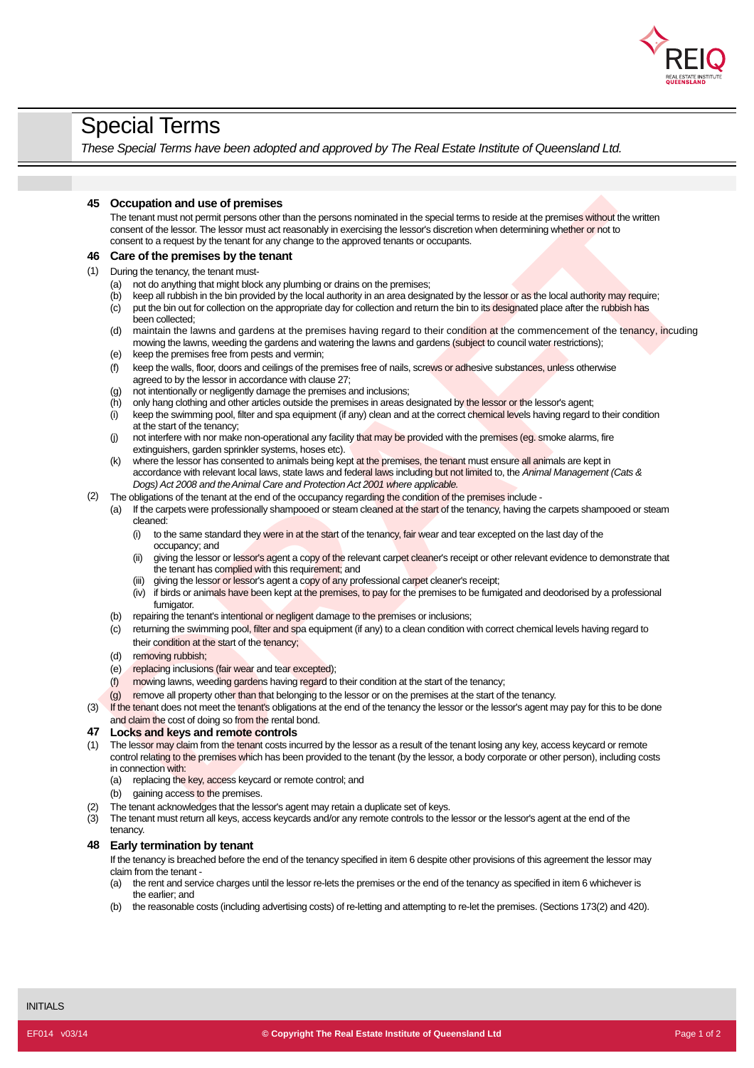# Special Terms

*These Special Terms have been adopted and approved by The Real Estate Institute of Queensland Ltd.*

## 45 Occupation and use of premises

The tenant must not permit persons other than the persons nominated in the special terms to reside at the premises without the written consent of the lessor. The lessor must act reasonably in exercising the lessor's discretion when determining whether or not to consent to a request by the tenant for any change to the approved tenants or occupants.

## 46 Care of the premises by the tenant

(1) During the tenancy, the tenant must-

- (a) not do anything that might block any plumbing or drains on the premises;
- (b) keep all rubbish in the bin provided by the local authority in an area designated by the lessor or as the local authority may require;
- (c) put the bin out for collection on the appropriate day for collection and return the bin to its designated place after the rubbish has been collected;
- (d) maintain the lawns and gardens at the premises having regard to their condition at the commencement of the tenancy, incuding mowing the lawns, weeding the gardens and watering the lawns and gardens (subject to council water restrictions);
- (e) keep the premises free from pests and vermin;
- (f) keep the walls, floor, doors and ceilings of the premises free of nails, screws or adhesive substances, unless otherwise agreed to by the lessor in accordance with clause 27;
- (g) not intentionally or negligently damage the premises and inclusions;
- (h) only hang clothing and other articles outside the premises in areas designated by the lessor or the lessor's agent;
- (i) keep the swimming pool, filter and spa equipment (if any) clean and at the correct chemical levels having regard to their condition at the start of the tenancy;
- (j) not interfere with nor make non-operational any facility that may be provided with the premises (eg. smoke alarms, fire extinguishers, garden sprinkler systems, hoses etc).
- (k) where the lessor has consented to animals being kept at the premises, the tenant must ensure all animals are kept in accordance with relevant local laws, state laws and federal laws including but not limited to, the *Animal Management (Cats & Dogs) Act 2008 and the Animal Care and Protection Act 2001 where applicable.*

(2) The obligations of the tenant at the end of the occupancy regarding the condition of the premises include -

- (a) If the carpets were professionally shampooed or steam cleaned at the start of the tenancy, having the carpets shampooed or steam cleaned:
  - (i) to the same standard they were in at the start of the tenancy, fair wear and tear excepted on the last day of the occupancy; and
  - (ii) giving the lessor or lessor's agent a copy of the relevant carpet cleaner's receipt or other relevant evidence to demonstrate that the tenant has complied with this requirement; and
  - (iii) giving the lessor or lessor's agent a copy of any professional carpet cleaner's receipt;
  - (iv) if birds or animals have been kept at the premises, to pay for the premises to be fumigated and deodorised by a professional fumigator.
- (b) repairing the tenant's intentional or negligent damage to the premises or inclusions;
- (c) returning the swimming pool, filter and spa equipment (if any) to a clean condition with correct chemical levels having regard to their condition at the start of the tenancy;
- (d) removing rubbish;
- (e) replacing inclusions (fair wear and tear excepted);
- (f) mowing lawns, weeding gardens having regard to their condition at the start of the tenancy;
- (g) remove all property other than that belonging to the lessor or on the premises at the start of the tenancy.

(3) If the tenant does not meet the tenant's obligations at the end of the tenancy the lessor or the lessor's agent may pay for this to be done and claim the cost of doing so from the rental bond.

## 47 Locks and keys and remote controls

(1) The lessor may claim from the tenant costs incurred by the lessor as a result of the tenant losing any key, access keycard or remote control relating to the premises which has been provided to the tenant (by the lessor, a body corporate or other person), including costs in connection with:

- (a) replacing the key, access keycard or remote control; and
- (b) gaining access to the premises.

(2) The tenant acknowledges that the lessor's agent may retain a duplicate set of keys.

(3) The tenant must return all keys, access keycards and/or any remote controls to the lessor or the lessor's agent at the end of the tenancy.

## 48 Early termination by tenant

If the tenancy is breached before the end of the tenancy specified in item 6 despite other provisions of this agreement the lessor may claim from the tenant -

- (a) the rent and service charges until the lessor re-lets the premises or the end of the tenancy as specified in item 6 whichever is the earlier; and
- (b) the reasonable costs (including advertising costs) of re-letting and attempting to re-let the premises. (Sections 173(2) and 420).

INITIALS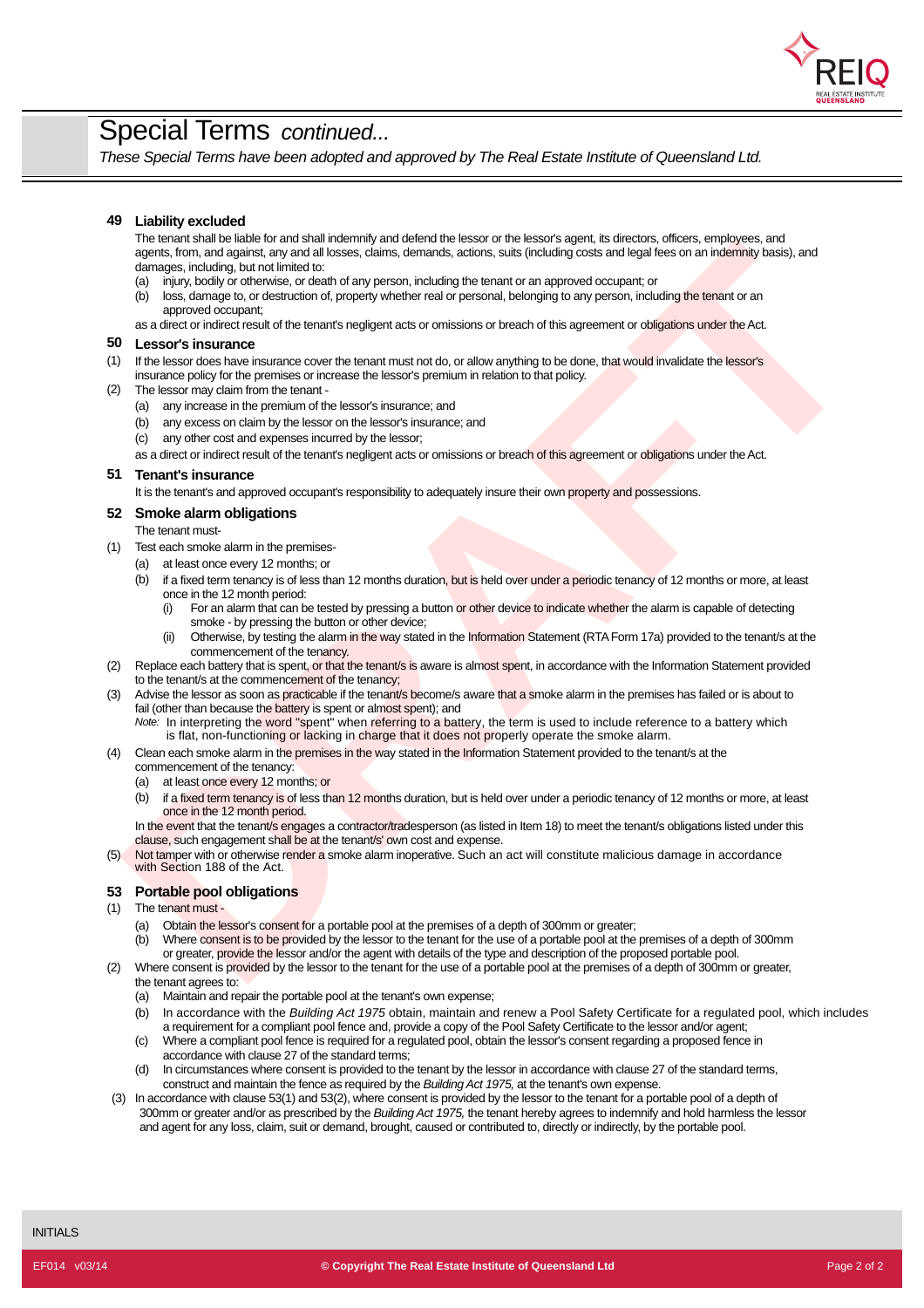# Special Terms *continued...*

*These Special Terms have been adopted and approved by The Real Estate Institute of Queensland Ltd.*

## 49 Liability excluded

The tenant shall be liable for and shall indemnify and defend the lessor or the lessor's agent, its directors, officers, employees, and agents, from, and against, any and all losses, claims, demands, actions, suits (including costs and legal fees on an indemnity basis), and damages, including, but not limited to:

(a) injury, bodily or otherwise, or death of any person, including the tenant or an approved occupant; or

(b) loss, damage to, or destruction of, property whether real or personal, belonging to any person, including the tenant or an approved occupant;

as a direct or indirect result of the tenant's negligent acts or omissions or breach of this agreement or obligations under the Act.

## 50 Lessor's insurance

(1) If the lessor does have insurance cover the tenant must not do, or allow anything to be done, that would invalidate the lessor's insurance policy for the premises or increase the lessor's premium in relation to that policy.

(2) The lessor may claim from the tenant -

(a) any increase in the premium of the lessor's insurance; and

(b) any excess on claim by the lessor on the lessor's insurance; and

(c) any other cost and expenses incurred by the lessor;

as a direct or indirect result of the tenant's negligent acts or omissions or breach of this agreement or obligations under the Act.

## 51 Tenant's insurance

It is the tenant's and approved occupant's responsibility to adequately insure their own property and possessions.

## 52 Smoke alarm obligations

The tenant must-

(1) Test each smoke alarm in the premises-

(a) at least once every 12 months; or

(b) if a fixed term tenancy is of less than 12 months duration, but is held over under a periodic tenancy of 12 months or more, at least once in the 12 month period:

(i) For an alarm that can be tested by pressing a button or other device to indicate whether the alarm is capable of detecting smoke - by pressing the button or other device;

(ii) Otherwise, by testing the alarm in the way stated in the Information Statement (RTA Form 17a) provided to the tenant/s at the commencement of the tenancy.

(2) Replace each battery that is spent, or that the tenant/s is aware is almost spent, in accordance with the Information Statement provided to the tenant/s at the commencement of the tenancy;

(3) Advise the lessor as soon as practicable if the tenant/s become/s aware that a smoke alarm in the premises has failed or is about to fail (other than because the battery is spent or almost spent); and

*Note:* In interpreting the word "spent" when referring to a battery, the term is used to include reference to a battery which is flat, non-functioning or lacking in charge that it does not properly operate the smoke alarm.

(4) Clean each smoke alarm in the premises in the way stated in the Information Statement provided to the tenant/s at the commencement of the tenancy:

(a) at least once every 12 months; or

(b) if a fixed term tenancy is of less than 12 months duration, but is held over under a periodic tenancy of 12 months or more, at least once in the 12 month period.

In the event that the tenant/s engages a contractor/tradesperson (as listed in Item 18) to meet the tenant/s obligations listed under this clause, such engagement shall be at the tenant/s' own cost and expense.

(5) Not tamper with or otherwise render a smoke alarm inoperative. Such an act will constitute malicious damage in accordance with Section 188 of the Act.

## 53 Portable pool obligations

(1) The tenant must -

(a) Obtain the lessor's consent for a portable pool at the premises of a depth of 300mm or greater;

(b) Where consent is to be provided by the lessor to the tenant for the use of a portable pool at the premises of a depth of 300mm or greater, provide the lessor and/or the agent with details of the type and description of the proposed portable pool.

(2) Where consent is provided by the lessor to the tenant for the use of a portable pool at the premises of a depth of 300mm or greater, the tenant agrees to:

(a) Maintain and repair the portable pool at the tenant's own expense;

(b) In accordance with the *Building Act 1975* obtain, maintain and renew a Pool Safety Certificate for a regulated pool, which includes a requirement for a compliant pool fence and, provide a copy of the Pool Safety Certificate to the lessor and/or agent;

(c) Where a compliant pool fence is required for a regulated pool, obtain the lessor's consent regarding a proposed fence in accordance with clause 27 of the standard terms;

(d) In circumstances where consent is provided to the tenant by the lessor in accordance with clause 27 of the standard terms, construct and maintain the fence as required by the *Building Act 1975,* at the tenant's own expense.

(3) In accordance with clause 53(1) and 53(2), where consent is provided by the lessor to the tenant for a portable pool of a depth of 300mm or greater and/or as prescribed by the *Building Act 1975,* the tenant hereby agrees to indemnify and hold harmless the lessor and agent for any loss, claim, suit or demand, brought, caused or contributed to, directly or indirectly, by the portable pool.

INITIALS